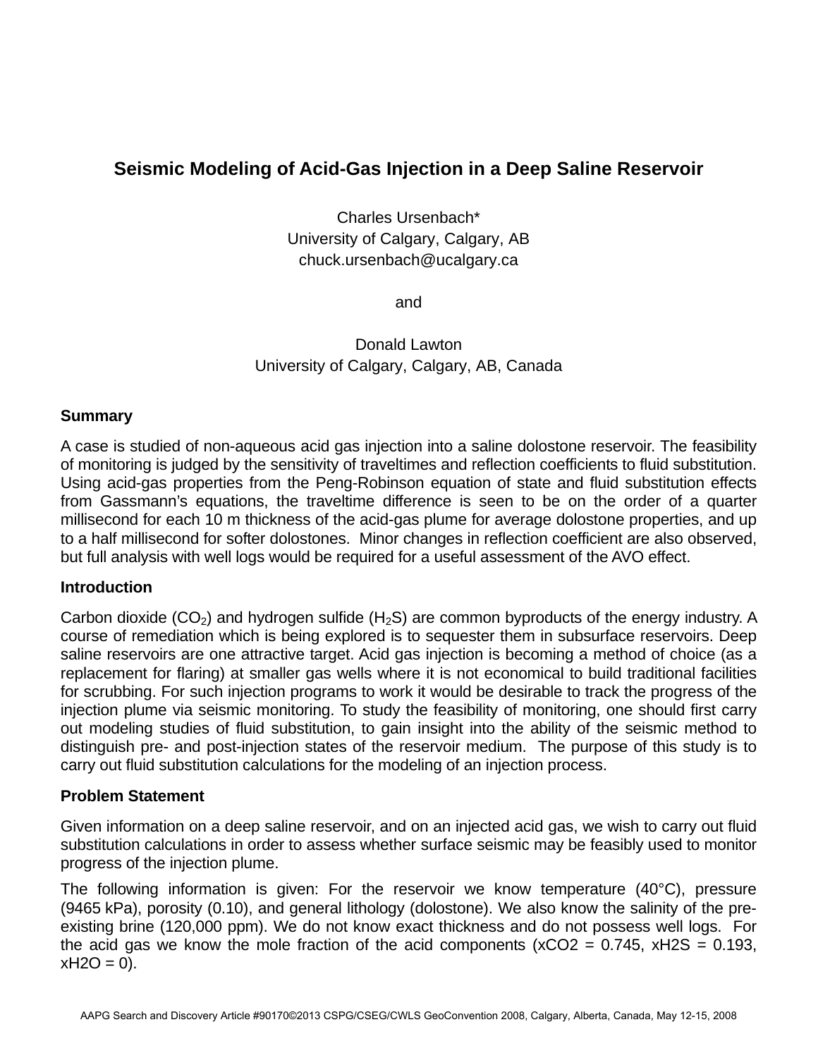# Seismic Modeling of Acid-Gas Injection in a Deep Saline Reservoir

Charles Ursenbach*
University of Calgary, Calgary, AB
chuck.ursenbach@ucalgary.ca

and

Donald Lawton
University of Calgary, Calgary, AB, Canada

## Summary

A case is studied of non-aqueous acid gas injection into a saline dolostone reservoir. The feasibility of monitoring is judged by the sensitivity of traveltimes and reflection coefficients to fluid substitution. Using acid-gas properties from the Peng-Robinson equation of state and fluid substitution effects from Gassmann's equations, the traveltime difference is seen to be on the order of a quarter millisecond for each 10 m thickness of the acid-gas plume for average dolostone properties, and up to a half millisecond for softer dolostones. Minor changes in reflection coefficient are also observed, but full analysis with well logs would be required for a useful assessment of the AVO effect.

## Introduction

Carbon dioxide ($CO_2$) and hydrogen sulfide ($H_2S$) are common byproducts of the energy industry. A course of remediation which is being explored is to sequester them in subsurface reservoirs. Deep saline reservoirs are one attractive target. Acid gas injection is becoming a method of choice (as a replacement for flaring) at smaller gas wells where it is not economical to build traditional facilities for scrubbing. For such injection programs to work it would be desirable to track the progress of the injection plume via seismic monitoring. To study the feasibility of monitoring, one should first carry out modeling studies of fluid substitution, to gain insight into the ability of the seismic method to distinguish pre- and post-injection states of the reservoir medium. The purpose of this study is to carry out fluid substitution calculations for the modeling of an injection process.

## Problem Statement

Given information on a deep saline reservoir, and on an injected acid gas, we wish to carry out fluid substitution calculations in order to assess whether surface seismic may be feasibly used to monitor progress of the injection plume.

The following information is given: For the reservoir we know temperature (40°C), pressure (9465 kPa), porosity (0.10), and general lithology (dolostone). We also know the salinity of the pre-existing brine (120,000 ppm). We do not know exact thickness and do not possess well logs. For the acid gas we know the mole fraction of the acid components ($x_{CO2}$ = 0.745, $x_{H2S}$ = 0.193, $x_{H2O}$ = 0).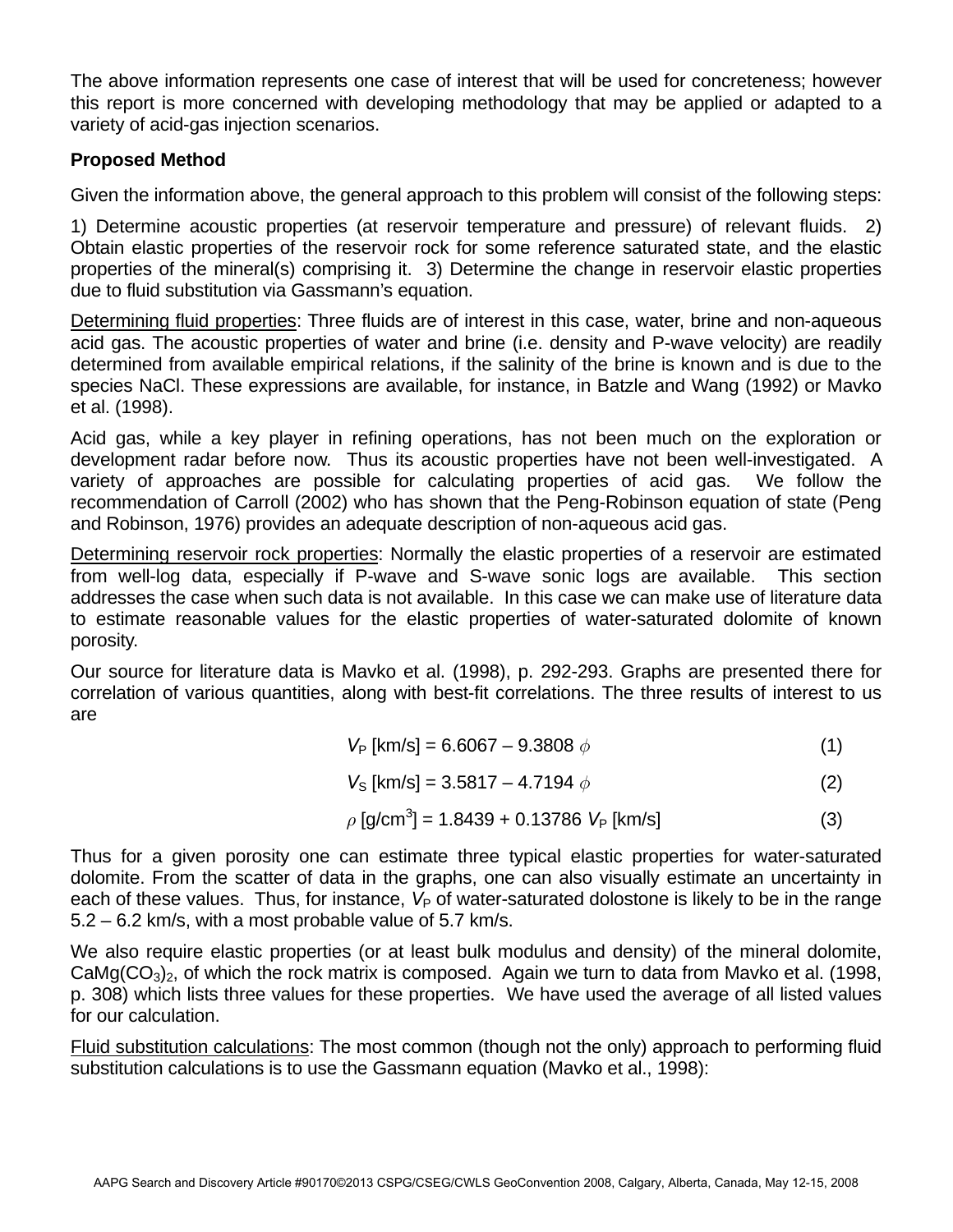The above information represents one case of interest that will be used for concreteness; however this report is more concerned with developing methodology that may be applied or adapted to a variety of acid-gas injection scenarios.

**Proposed Method**

Given the information above, the general approach to this problem will consist of the following steps:

1) Determine acoustic properties (at reservoir temperature and pressure) of relevant fluids. 2) Obtain elastic properties of the reservoir rock for some reference saturated state, and the elastic properties of the mineral(s) comprising it. 3) Determine the change in reservoir elastic properties due to fluid substitution via Gassmann's equation.

Determining fluid properties: Three fluids are of interest in this case, water, brine and non-aqueous acid gas. The acoustic properties of water and brine (i.e. density and P-wave velocity) are readily determined from available empirical relations, if the salinity of the brine is known and is due to the species NaCl. These expressions are available, for instance, in Batzle and Wang (1992) or Mavko et al. (1998).

Acid gas, while a key player in refining operations, has not been much on the exploration or development radar before now. Thus its acoustic properties have not been well-investigated. A variety of approaches are possible for calculating properties of acid gas. We follow the recommendation of Carroll (2002) who has shown that the Peng-Robinson equation of state (Peng and Robinson, 1976) provides an adequate description of non-aqueous acid gas.

Determining reservoir rock properties: Normally the elastic properties of a reservoir are estimated from well-log data, especially if P-wave and S-wave sonic logs are available. This section addresses the case when such data is not available. In this case we can make use of literature data to estimate reasonable values for the elastic properties of water-saturated dolomite of known porosity.

Our source for literature data is Mavko et al. (1998), p. 292-293. Graphs are presented there for correlation of various quantities, along with best-fit correlations. The three results of interest to us are

$$V_P \text{ [km/s]} = 6.6067 - 9.3808\,\phi \tag{1}$$

$$V_S \text{ [km/s]} = 3.5817 - 4.7194\,\phi \tag{2}$$

$$\rho \text{ [g/cm}^3\text{]} = 1.8439 + 0.13786\,V_P \text{ [km/s]} \tag{3}$$

Thus for a given porosity one can estimate three typical elastic properties for water-saturated dolomite. From the scatter of data in the graphs, one can also visually estimate an uncertainty in each of these values. Thus, for instance, $V_P$ of water-saturated dolostone is likely to be in the range 5.2 – 6.2 km/s, with a most probable value of 5.7 km/s.

We also require elastic properties (or at least bulk modulus and density) of the mineral dolomite, $CaMg(CO_3)_2$, of which the rock matrix is composed. Again we turn to data from Mavko et al. (1998, p. 308) which lists three values for these properties. We have used the average of all listed values for our calculation.

Fluid substitution calculations: The most common (though not the only) approach to performing fluid substitution calculations is to use the Gassmann equation (Mavko et al., 1998):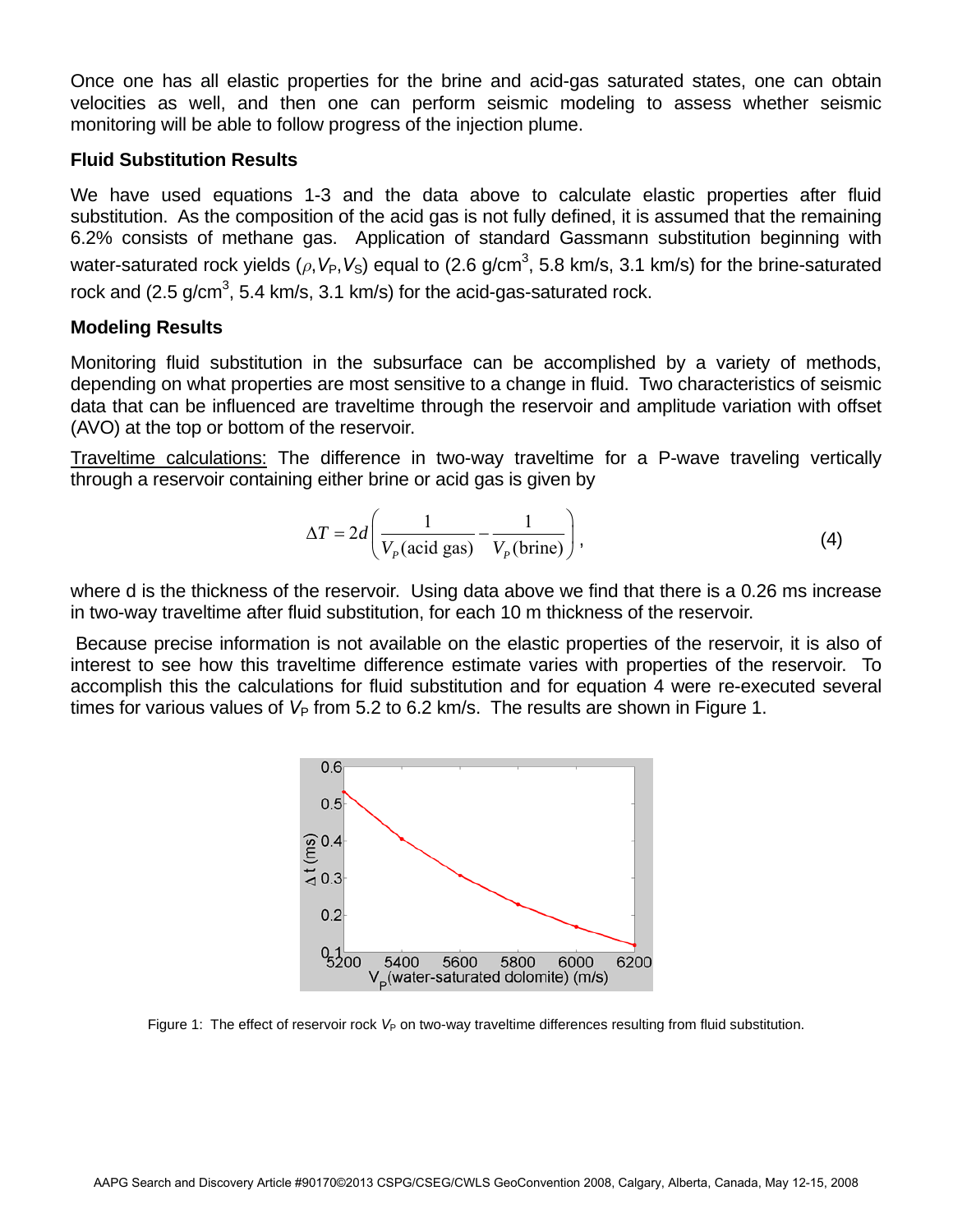Once one has all elastic properties for the brine and acid-gas saturated states, one can obtain velocities as well, and then one can perform seismic modeling to assess whether seismic monitoring will be able to follow progress of the injection plume.

### Fluid Substitution Results

We have used equations 1-3 and the data above to calculate elastic properties after fluid substitution. As the composition of the acid gas is not fully defined, it is assumed that the remaining 6.2% consists of methane gas. Application of standard Gassmann substitution beginning with water-saturated rock yields ($\rho$,$V_P$,$V_S$) equal to (2.6 g/cm$^3$, 5.8 km/s, 3.1 km/s) for the brine-saturated rock and (2.5 g/cm$^3$, 5.4 km/s, 3.1 km/s) for the acid-gas-saturated rock.

### Modeling Results

Monitoring fluid substitution in the subsurface can be accomplished by a variety of methods, depending on what properties are most sensitive to a change in fluid. Two characteristics of seismic data that can be influenced are traveltime through the reservoir and amplitude variation with offset (AVO) at the top or bottom of the reservoir.

Traveltime calculations: The difference in two-way traveltime for a P-wave traveling vertically through a reservoir containing either brine or acid gas is given by

$$\Delta T = 2d\left(\frac{1}{V_P(\text{acid gas})} - \frac{1}{V_P(\text{brine})}\right), \tag{4}$$

where d is the thickness of the reservoir. Using data above we find that there is a 0.26 ms increase in two-way traveltime after fluid substitution, for each 10 m thickness of the reservoir.

Because precise information is not available on the elastic properties of the reservoir, it is also of interest to see how this traveltime difference estimate varies with properties of the reservoir. To accomplish this the calculations for fluid substitution and for equation 4 were re-executed several times for various values of $V_P$ from 5.2 to 6.2 km/s. The results are shown in Figure 1.

Figure 1: The effect of reservoir rock $V_P$ on two-way traveltime differences resulting from fluid substitution.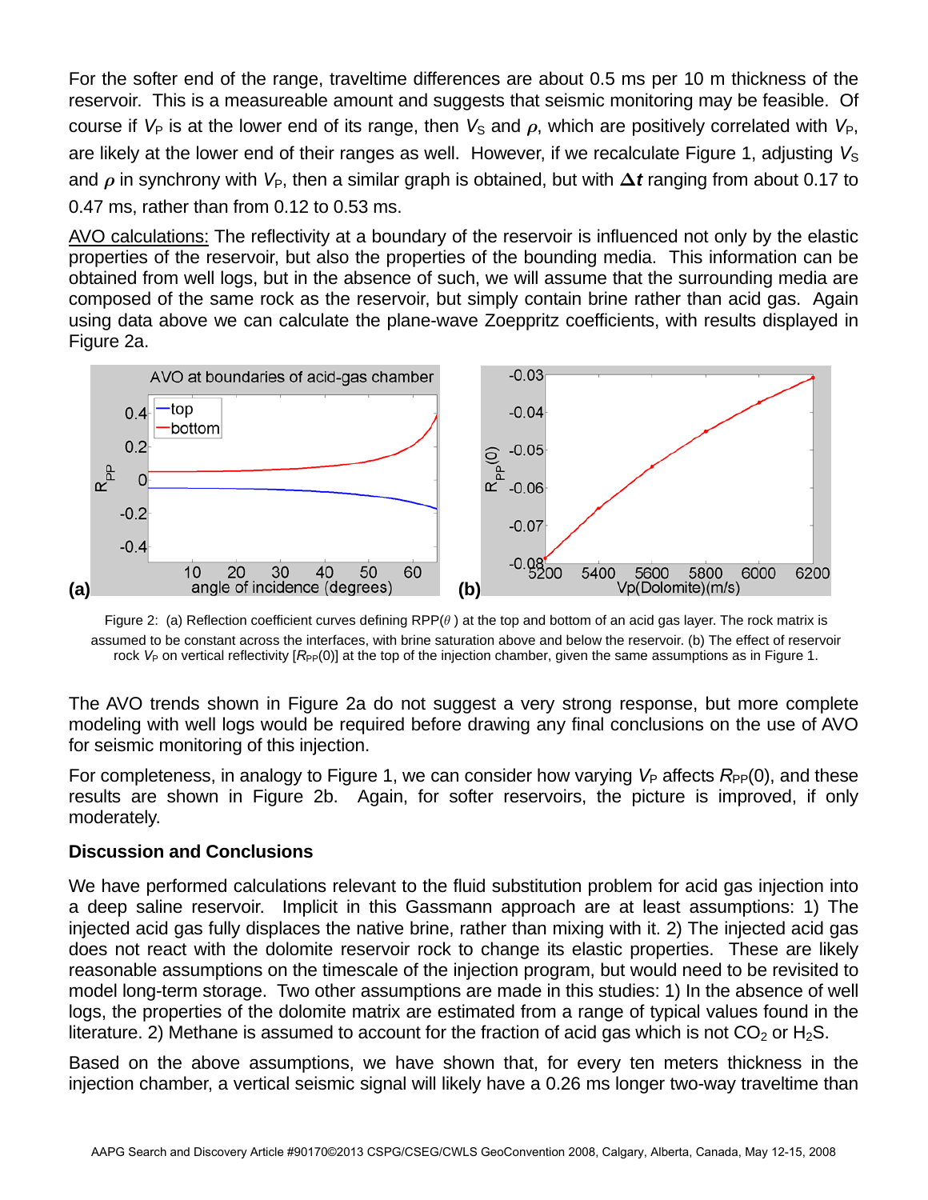For the softer end of the range, traveltime differences are about 0.5 ms per 10 m thickness of the reservoir. This is a measureable amount and suggests that seismic monitoring may be feasible. Of course if $V_P$ is at the lower end of its range, then $V_S$ and $\rho$, which are positively correlated with $V_P$, are likely at the lower end of their ranges as well. However, if we recalculate Figure 1, adjusting $V_S$ and $\rho$ in synchrony with $V_P$, then a similar graph is obtained, but with $\boldsymbol{\Delta t}$ ranging from about 0.17 to 0.47 ms, rather than from 0.12 to 0.53 ms.

<u>AVO calculations:</u> The reflectivity at a boundary of the reservoir is influenced not only by the elastic properties of the reservoir, but also the properties of the bounding media. This information can be obtained from well logs, but in the absence of such, we will assume that the surrounding media are composed of the same rock as the reservoir, but simply contain brine rather than acid gas. Again using data above we can calculate the plane-wave Zoeppritz coefficients, with results displayed in Figure 2a.

Figure 2: (a) Reflection coefficient curves defining RPP($\theta$) at the top and bottom of an acid gas layer. The rock matrix is assumed to be constant across the interfaces, with brine saturation above and below the reservoir. (b) The effect of reservoir rock $V_P$ on vertical reflectivity [$R_{PP}(0)$] at the top of the injection chamber, given the same assumptions as in Figure 1.

The AVO trends shown in Figure 2a do not suggest a very strong response, but more complete modeling with well logs would be required before drawing any final conclusions on the use of AVO for seismic monitoring of this injection.

For completeness, in analogy to Figure 1, we can consider how varying $V_P$ affects $R_{PP}(0)$, and these results are shown in Figure 2b. Again, for softer reservoirs, the picture is improved, if only moderately.

**Discussion and Conclusions**

We have performed calculations relevant to the fluid substitution problem for acid gas injection into a deep saline reservoir. Implicit in this Gassmann approach are at least assumptions: 1) The injected acid gas fully displaces the native brine, rather than mixing with it. 2) The injected acid gas does not react with the dolomite reservoir rock to change its elastic properties. These are likely reasonable assumptions on the timescale of the injection program, but would need to be revisited to model long-term storage. Two other assumptions are made in this studies: 1) In the absence of well logs, the properties of the dolomite matrix are estimated from a range of typical values found in the literature. 2) Methane is assumed to account for the fraction of acid gas which is not $CO_2$ or $H_2S$.

Based on the above assumptions, we have shown that, for every ten meters thickness in the injection chamber, a vertical seismic signal will likely have a 0.26 ms longer two-way traveltime than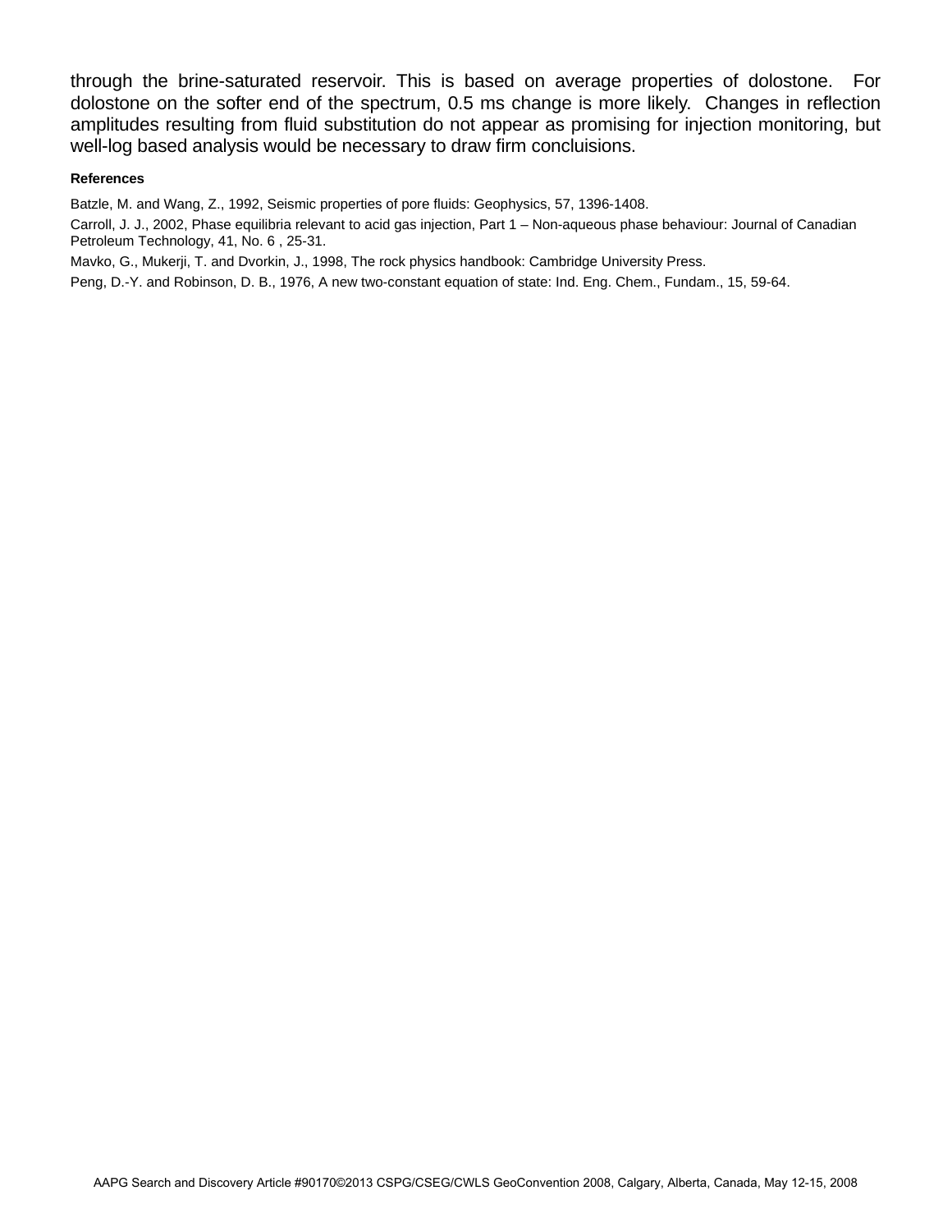through the brine-saturated reservoir. This is based on average properties of dolostone. For dolostone on the softer end of the spectrum, 0.5 ms change is more likely. Changes in reflection amplitudes resulting from fluid substitution do not appear as promising for injection monitoring, but well-log based analysis would be necessary to draw firm concluisions.

**References**

Batzle, M. and Wang, Z., 1992, Seismic properties of pore fluids: Geophysics, 57, 1396-1408.

Carroll, J. J., 2002, Phase equilibria relevant to acid gas injection, Part 1 – Non-aqueous phase behaviour: Journal of Canadian Petroleum Technology, 41, No. 6 , 25-31.

Mavko, G., Mukerji, T. and Dvorkin, J., 1998, The rock physics handbook: Cambridge University Press.

Peng, D.-Y. and Robinson, D. B., 1976, A new two-constant equation of state: Ind. Eng. Chem., Fundam., 15, 59-64.